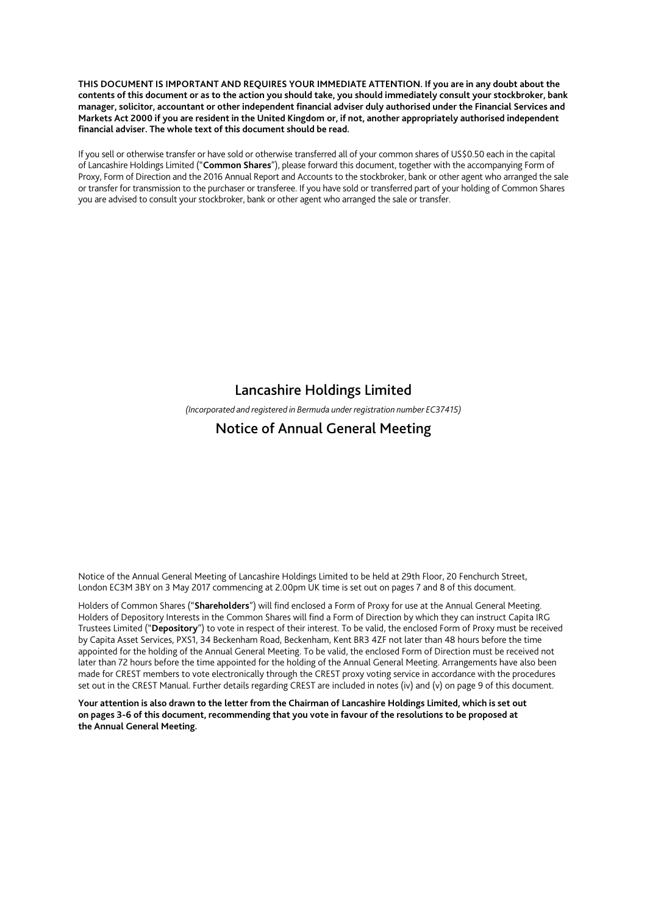**THIS DOCUMENT IS IMPORTANT AND REQUIRES YOUR IMMEDIATE ATTENTION. If you are in any doubt about the contents of this document or as to the action you should take, you should immediately consult your stockbroker, bank manager, solicitor, accountant or other independent financial adviser duly authorised under the Financial Services and Markets Act 2000 if you are resident in the United Kingdom or, if not, another appropriately authorised independent financial adviser. The whole text of this document should be read.**

If you sell or otherwise transfer or have sold or otherwise transferred all of your common shares of US$0.50 each in the capital of Lancashire Holdings Limited ("**Common Shares**"), please forward this document, together with the accompanying Form of Proxy, Form of Direction and the 2016 Annual Report and Accounts to the stockbroker, bank or other agent who arranged the sale or transfer for transmission to the purchaser or transferee. If you have sold or transferred part of your holding of Common Shares you are advised to consult your stockbroker, bank or other agent who arranged the sale or transfer.

# Lancashire Holdings Limited

*(Incorporated and registered in Bermuda under registration number EC37415)*

## Notice of Annual General Meeting

Notice of the Annual General Meeting of Lancashire Holdings Limited to be held at 29th Floor, 20 Fenchurch Street, London EC3M 3BY on 3 May 2017 commencing at 2.00pm UK time is set out on pages 7 and 8 of this document.

Holders of Common Shares ("**Shareholders**") will find enclosed a Form of Proxy for use at the Annual General Meeting. Holders of Depository Interests in the Common Shares will find a Form of Direction by which they can instruct Capita IRG Trustees Limited ("**Depository**") to vote in respect of their interest. To be valid, the enclosed Form of Proxy must be received by Capita Asset Services, PXS1, 34 Beckenham Road, Beckenham, Kent BR3 4ZF not later than 48 hours before the time appointed for the holding of the Annual General Meeting. To be valid, the enclosed Form of Direction must be received not later than 72 hours before the time appointed for the holding of the Annual General Meeting. Arrangements have also been made for CREST members to vote electronically through the CREST proxy voting service in accordance with the procedures set out in the CREST Manual. Further details regarding CREST are included in notes (iv) and (v) on page 9 of this document.

**Your attention is also drawn to the letter from the Chairman of Lancashire Holdings Limited, which is set out on pages 3-6 of this document, recommending that you vote in favour of the resolutions to be proposed at the Annual General Meeting.**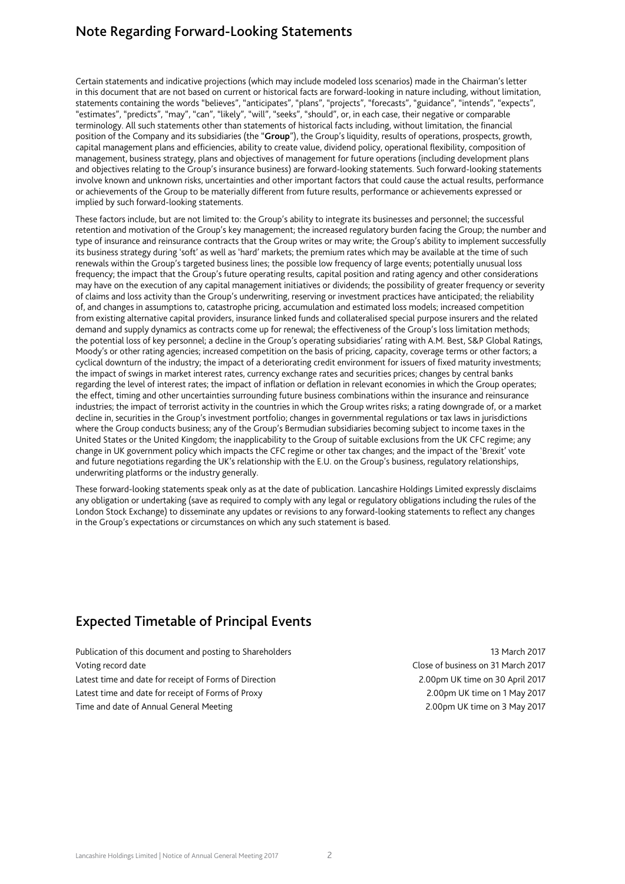## Note Regarding Forward-Looking Statements

Certain statements and indicative projections (which may include modeled loss scenarios) made in the Chairman's letter in this document that are not based on current or historical facts are forward-looking in nature including, without limitation, statements containing the words "believes", "anticipates", "plans", "projects", "forecasts", "guidance", "intends", "expects", "estimates", "predicts", "may", "can", "likely", "will", "seeks", "should", or, in each case, their negative or comparable terminology. All such statements other than statements of historical facts including, without limitation, the financial position of the Company and its subsidiaries (the "**Group**"), the Group's liquidity, results of operations, prospects, growth, capital management plans and efficiencies, ability to create value, dividend policy, operational flexibility, composition of management, business strategy, plans and objectives of management for future operations (including development plans and objectives relating to the Group's insurance business) are forward-looking statements. Such forward-looking statements involve known and unknown risks, uncertainties and other important factors that could cause the actual results, performance or achievements of the Group to be materially different from future results, performance or achievements expressed or implied by such forward-looking statements.

These factors include, but are not limited to: the Group's ability to integrate its businesses and personnel; the successful retention and motivation of the Group's key management; the increased regulatory burden facing the Group; the number and type of insurance and reinsurance contracts that the Group writes or may write; the Group's ability to implement successfully its business strategy during 'soft' as well as 'hard' markets; the premium rates which may be available at the time of such renewals within the Group's targeted business lines; the possible low frequency of large events; potentially unusual loss frequency; the impact that the Group's future operating results, capital position and rating agency and other considerations may have on the execution of any capital management initiatives or dividends; the possibility of greater frequency or severity of claims and loss activity than the Group's underwriting, reserving or investment practices have anticipated; the reliability of, and changes in assumptions to, catastrophe pricing, accumulation and estimated loss models; increased competition from existing alternative capital providers, insurance linked funds and collateralised special purpose insurers and the related demand and supply dynamics as contracts come up for renewal; the effectiveness of the Group's loss limitation methods; the potential loss of key personnel; a decline in the Group's operating subsidiaries' rating with A.M. Best, S&P Global Ratings, Moody's or other rating agencies; increased competition on the basis of pricing, capacity, coverage terms or other factors; a cyclical downturn of the industry; the impact of a deteriorating credit environment for issuers of fixed maturity investments; the impact of swings in market interest rates, currency exchange rates and securities prices; changes by central banks regarding the level of interest rates; the impact of inflation or deflation in relevant economies in which the Group operates; the effect, timing and other uncertainties surrounding future business combinations within the insurance and reinsurance industries; the impact of terrorist activity in the countries in which the Group writes risks; a rating downgrade of, or a market decline in, securities in the Group's investment portfolio; changes in governmental regulations or tax laws in jurisdictions where the Group conducts business; any of the Group's Bermudian subsidiaries becoming subject to income taxes in the United States or the United Kingdom; the inapplicability to the Group of suitable exclusions from the UK CFC regime; any change in UK government policy which impacts the CFC regime or other tax changes; and the impact of the 'Brexit' vote and future negotiations regarding the UK's relationship with the E.U. on the Group's business, regulatory relationships, underwriting platforms or the industry generally.

These forward-looking statements speak only as at the date of publication. Lancashire Holdings Limited expressly disclaims any obligation or undertaking (save as required to comply with any legal or regulatory obligations including the rules of the London Stock Exchange) to disseminate any updates or revisions to any forward-looking statements to reflect any changes in the Group's expectations or circumstances on which any such statement is based.

## Expected Timetable of Principal Events

| | |
|---|---|
| Publication of this document and posting to Shareholders | 13 March 2017 |
| Voting record date | Close of business on 31 March 2017 |
| Latest time and date for receipt of Forms of Direction | 2.00pm UK time on 30 April 2017 |
| Latest time and date for receipt of Forms of Proxy | 2.00pm UK time on 1 May 2017 |
| Time and date of Annual General Meeting | 2.00pm UK time on 3 May 2017 |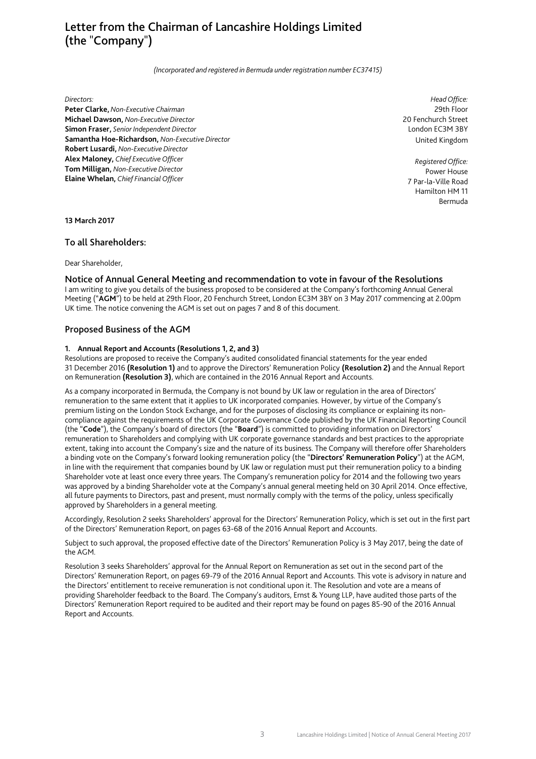# Letter from the Chairman of Lancashire Holdings Limited (the "Company")

*(Incorporated and registered in Bermuda under registration number EC37415)*

*Directors:*
**Peter Clarke,** *Non-Executive Chairman*
**Michael Dawson,** *Non-Executive Director*
**Simon Fraser,** *Senior Independent Director*
**Samantha Hoe-Richardson,** *Non-Executive Director*
**Robert Lusardi,** *Non-Executive Director*
**Alex Maloney,** *Chief Executive Officer*
**Tom Milligan,** *Non-Executive Director*
**Elaine Whelan,** *Chief Financial Officer*

*Head Office:*
29th Floor
20 Fenchurch Street
London EC3M 3BY
United Kingdom

*Registered Office:*
Power House
7 Par-la-Ville Road
Hamilton HM 11
Bermuda

**13 March 2017**

## To all Shareholders:

Dear Shareholder,

## Notice of Annual General Meeting and recommendation to vote in favour of the Resolutions

I am writing to give you details of the business proposed to be considered at the Company's forthcoming Annual General Meeting ("**AGM**") to be held at 29th Floor, 20 Fenchurch Street, London EC3M 3BY on 3 May 2017 commencing at 2.00pm UK time. The notice convening the AGM is set out on pages 7 and 8 of this document.

## Proposed Business of the AGM

### 1. Annual Report and Accounts (Resolutions 1, 2, and 3)

Resolutions are proposed to receive the Company's audited consolidated financial statements for the year ended 31 December 2016 **(Resolution 1)** and to approve the Directors' Remuneration Policy **(Resolution 2)** and the Annual Report on Remuneration **(Resolution 3)**, which are contained in the 2016 Annual Report and Accounts.

As a company incorporated in Bermuda, the Company is not bound by UK law or regulation in the area of Directors' remuneration to the same extent that it applies to UK incorporated companies. However, by virtue of the Company's premium listing on the London Stock Exchange, and for the purposes of disclosing its compliance or explaining its non-compliance against the requirements of the UK Corporate Governance Code published by the UK Financial Reporting Council (the "**Code**"), the Company's board of directors (the "**Board**") is committed to providing information on Directors' remuneration to Shareholders and complying with UK corporate governance standards and best practices to the appropriate extent, taking into account the Company's size and the nature of its business. The Company will therefore offer Shareholders a binding vote on the Company's forward looking remuneration policy (the "**Directors' Remuneration Policy**") at the AGM, in line with the requirement that companies bound by UK law or regulation must put their remuneration policy to a binding Shareholder vote at least once every three years. The Company's remuneration policy for 2014 and the following two years was approved by a binding Shareholder vote at the Company's annual general meeting held on 30 April 2014. Once effective, all future payments to Directors, past and present, must normally comply with the terms of the policy, unless specifically approved by Shareholders in a general meeting.

Accordingly, Resolution 2 seeks Shareholders' approval for the Directors' Remuneration Policy, which is set out in the first part of the Directors' Remuneration Report, on pages 63-68 of the 2016 Annual Report and Accounts.

Subject to such approval, the proposed effective date of the Directors' Remuneration Policy is 3 May 2017, being the date of the AGM.

Resolution 3 seeks Shareholders' approval for the Annual Report on Remuneration as set out in the second part of the Directors' Remuneration Report, on pages 69-79 of the 2016 Annual Report and Accounts. This vote is advisory in nature and the Directors' entitlement to receive remuneration is not conditional upon it. The Resolution and vote are a means of providing Shareholder feedback to the Board. The Company's auditors, Ernst & Young LLP, have audited those parts of the Directors' Remuneration Report required to be audited and their report may be found on pages 85-90 of the 2016 Annual Report and Accounts.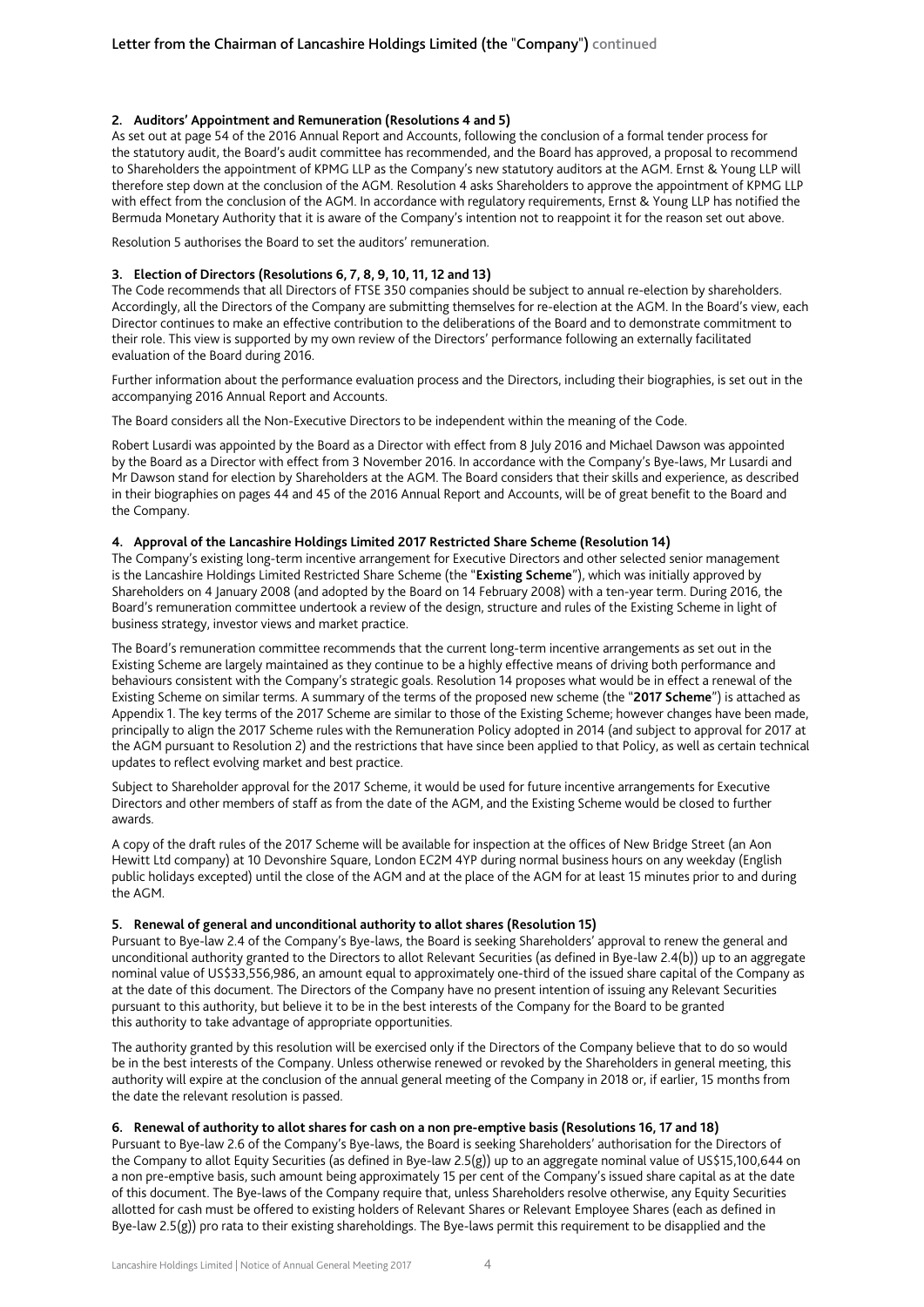#### 2. Auditors' Appointment and Remuneration (Resolutions 4 and 5)

As set out at page 54 of the 2016 Annual Report and Accounts, following the conclusion of a formal tender process for the statutory audit, the Board's audit committee has recommended, and the Board has approved, a proposal to recommend to Shareholders the appointment of KPMG LLP as the Company's new statutory auditors at the AGM. Ernst & Young LLP will therefore step down at the conclusion of the AGM. Resolution 4 asks Shareholders to approve the appointment of KPMG LLP with effect from the conclusion of the AGM. In accordance with regulatory requirements, Ernst & Young LLP has notified the Bermuda Monetary Authority that it is aware of the Company's intention not to reappoint it for the reason set out above.

Resolution 5 authorises the Board to set the auditors' remuneration.

#### 3. Election of Directors (Resolutions 6, 7, 8, 9, 10, 11, 12 and 13)

The Code recommends that all Directors of FTSE 350 companies should be subject to annual re-election by shareholders. Accordingly, all the Directors of the Company are submitting themselves for re-election at the AGM. In the Board's view, each Director continues to make an effective contribution to the deliberations of the Board and to demonstrate commitment to their role. This view is supported by my own review of the Directors' performance following an externally facilitated evaluation of the Board during 2016.

Further information about the performance evaluation process and the Directors, including their biographies, is set out in the accompanying 2016 Annual Report and Accounts.

The Board considers all the Non-Executive Directors to be independent within the meaning of the Code.

Robert Lusardi was appointed by the Board as a Director with effect from 8 July 2016 and Michael Dawson was appointed by the Board as a Director with effect from 3 November 2016. In accordance with the Company's Bye-laws, Mr Lusardi and Mr Dawson stand for election by Shareholders at the AGM. The Board considers that their skills and experience, as described in their biographies on pages 44 and 45 of the 2016 Annual Report and Accounts, will be of great benefit to the Board and the Company.

#### 4. Approval of the Lancashire Holdings Limited 2017 Restricted Share Scheme (Resolution 14)

The Company's existing long-term incentive arrangement for Executive Directors and other selected senior management is the Lancashire Holdings Limited Restricted Share Scheme (the "**Existing Scheme**"), which was initially approved by Shareholders on 4 January 2008 (and adopted by the Board on 14 February 2008) with a ten-year term. During 2016, the Board's remuneration committee undertook a review of the design, structure and rules of the Existing Scheme in light of business strategy, investor views and market practice.

The Board's remuneration committee recommends that the current long-term incentive arrangements as set out in the Existing Scheme are largely maintained as they continue to be a highly effective means of driving both performance and behaviours consistent with the Company's strategic goals. Resolution 14 proposes what would be in effect a renewal of the Existing Scheme on similar terms. A summary of the terms of the proposed new scheme (the "**2017 Scheme**") is attached as Appendix 1. The key terms of the 2017 Scheme are similar to those of the Existing Scheme; however changes have been made, principally to align the 2017 Scheme rules with the Remuneration Policy adopted in 2014 (and subject to approval for 2017 at the AGM pursuant to Resolution 2) and the restrictions that have since been applied to that Policy, as well as certain technical updates to reflect evolving market and best practice.

Subject to Shareholder approval for the 2017 Scheme, it would be used for future incentive arrangements for Executive Directors and other members of staff as from the date of the AGM, and the Existing Scheme would be closed to further awards.

A copy of the draft rules of the 2017 Scheme will be available for inspection at the offices of New Bridge Street (an Aon Hewitt Ltd company) at 10 Devonshire Square, London EC2M 4YP during normal business hours on any weekday (English public holidays excepted) until the close of the AGM and at the place of the AGM for at least 15 minutes prior to and during the AGM.

#### 5. Renewal of general and unconditional authority to allot shares (Resolution 15)

Pursuant to Bye-law 2.4 of the Company's Bye-laws, the Board is seeking Shareholders' approval to renew the general and unconditional authority granted to the Directors to allot Relevant Securities (as defined in Bye-law 2.4(b)) up to an aggregate nominal value of US$33,556,986, an amount equal to approximately one-third of the issued share capital of the Company as at the date of this document. The Directors of the Company have no present intention of issuing any Relevant Securities pursuant to this authority, but believe it to be in the best interests of the Company for the Board to be granted this authority to take advantage of appropriate opportunities.

The authority granted by this resolution will be exercised only if the Directors of the Company believe that to do so would be in the best interests of the Company. Unless otherwise renewed or revoked by the Shareholders in general meeting, this authority will expire at the conclusion of the annual general meeting of the Company in 2018 or, if earlier, 15 months from the date the relevant resolution is passed.

#### 6. Renewal of authority to allot shares for cash on a non pre-emptive basis (Resolutions 16, 17 and 18)

Pursuant to Bye-law 2.6 of the Company's Bye-laws, the Board is seeking Shareholders' authorisation for the Directors of the Company to allot Equity Securities (as defined in Bye-law 2.5(g)) up to an aggregate nominal value of US$15,100,644 on a non pre-emptive basis, such amount being approximately 15 per cent of the Company's issued share capital as at the date of this document. The Bye-laws of the Company require that, unless Shareholders resolve otherwise, any Equity Securities allotted for cash must be offered to existing holders of Relevant Shares or Relevant Employee Shares (each as defined in Bye-law 2.5(g)) pro rata to their existing shareholdings. The Bye-laws permit this requirement to be disapplied and the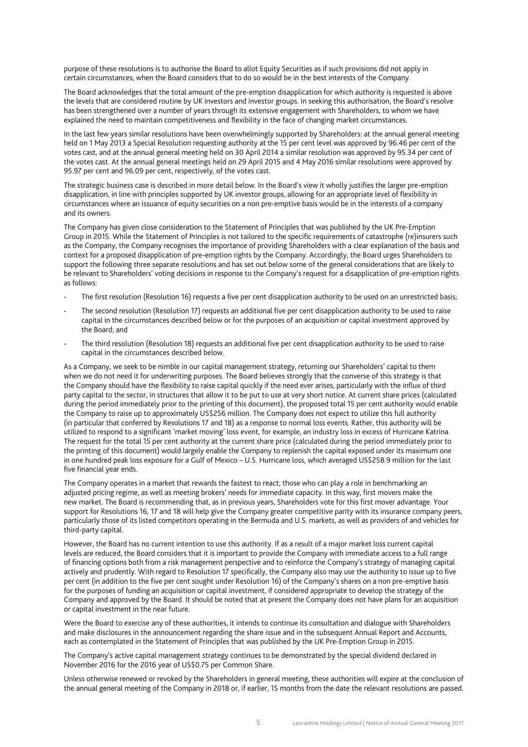purpose of these resolutions is to authorise the Board to allot Equity Securities as if such provisions did not apply in certain circumstances, when the Board considers that to do so would be in the best interests of the Company.

The Board acknowledges that the total amount of the pre-emption disapplication for which authority is requested is above the levels that are considered routine by UK investors and investor groups. In seeking this authorisation, the Board's resolve has been strengthened over a number of years through its extensive engagement with Shareholders, to whom we have explained the need to maintain competitiveness and flexibility in the face of changing market circumstances.

In the last few years similar resolutions have been overwhelmingly supported by Shareholders: at the annual general meeting held on 1 May 2013 a Special Resolution requesting authority at the 15 per cent level was approved by 96.46 per cent of the votes cast, and at the annual general meeting held on 30 April 2014 a similar resolution was approved by 95.34 per cent of the votes cast. At the annual general meetings held on 29 April 2015 and 4 May 2016 similar resolutions were approved by 95.97 per cent and 96.09 per cent, respectively, of the votes cast.

The strategic business case is described in more detail below. In the Board's view it wholly justifies the larger pre-emption disapplication, in line with principles supported by UK investor groups, allowing for an appropriate level of flexibility in circumstances where an issuance of equity securities on a non pre-emptive basis would be in the interests of a company and its owners.

The Company has given close consideration to the Statement of Principles that was published by the UK Pre-Emption Group in 2015. While the Statement of Principles is not tailored to the specific requirements of catastrophe (re)insurers such as the Company, the Company recognises the importance of providing Shareholders with a clear explanation of the basis and context for a proposed disapplication of pre-emption rights by the Company. Accordingly, the Board urges Shareholders to support the following three separate resolutions and has set out below some of the general considerations that are likely to be relevant to Shareholders' voting decisions in response to the Company's request for a disapplication of pre-emption rights as follows:

- The first resolution (Resolution 16) requests a five per cent disapplication authority to be used on an unrestricted basis;
- The second resolution (Resolution 17) requests an additional five per cent disapplication authority to be used to raise capital in the circumstances described below or for the purposes of an acquisition or capital investment approved by the Board; and
- The third resolution (Resolution 18) requests an additional five per cent disapplication authority to be used to raise capital in the circumstances described below.

As a Company, we seek to be nimble in our capital management strategy, returning our Shareholders' capital to them when we do not need it for underwriting purposes. The Board believes strongly that the converse of this strategy is that the Company should have the flexibility to raise capital quickly if the need ever arises, particularly with the influx of third party capital to the sector, in structures that allow it to be put to use at very short notice. At current share prices (calculated during the period immediately prior to the printing of this document), the proposed total 15 per cent authority would enable the Company to raise up to approximately US$256 million. The Company does not expect to utilize this full authority (in particular that conferred by Resolutions 17 and 18) as a response to normal loss events. Rather, this authority will be utilized to respond to a significant 'market moving' loss event, for example, an industry loss in excess of Hurricane Katrina. The request for the total 15 per cent authority at the current share price (calculated during the period immediately prior to the printing of this document) would largely enable the Company to replenish the capital exposed under its maximum one in one hundred peak loss exposure for a Gulf of Mexico – U.S. Hurricane loss, which averaged US$258.9 million for the last five financial year ends.

The Company operates in a market that rewards the fastest to react; those who can play a role in benchmarking an adjusted pricing regime, as well as meeting brokers' needs for immediate capacity. In this way, first movers make the new market. The Board is recommending that, as in previous years, Shareholders vote for this first mover advantage. Your support for Resolutions 16, 17 and 18 will help give the Company greater competitive parity with its insurance company peers, particularly those of its listed competitors operating in the Bermuda and U.S. markets, as well as providers of and vehicles for third-party capital.

However, the Board has no current intention to use this authority. If as a result of a major market loss current capital levels are reduced, the Board considers that it is important to provide the Company with immediate access to a full range of financing options both from a risk management perspective and to reinforce the Company's strategy of managing capital actively and prudently. With regard to Resolution 17 specifically, the Company also may use the authority to issue up to five per cent (in addition to the five per cent sought under Resolution 16) of the Company's shares on a non pre-emptive basis for the purposes of funding an acquisition or capital investment, if considered appropriate to develop the strategy of the Company and approved by the Board. It should be noted that at present the Company does not have plans for an acquisition or capital investment in the near future.

Were the Board to exercise any of these authorities, it intends to continue its consultation and dialogue with Shareholders and make disclosures in the announcement regarding the share issue and in the subsequent Annual Report and Accounts, each as contemplated in the Statement of Principles that was published by the UK Pre-Emption Group in 2015.

The Company's active capital management strategy continues to be demonstrated by the special dividend declared in November 2016 for the 2016 year of US$0.75 per Common Share.

Unless otherwise renewed or revoked by the Shareholders in general meeting, these authorities will expire at the conclusion of the annual general meeting of the Company in 2018 or, if earlier, 15 months from the date the relevant resolutions are passed.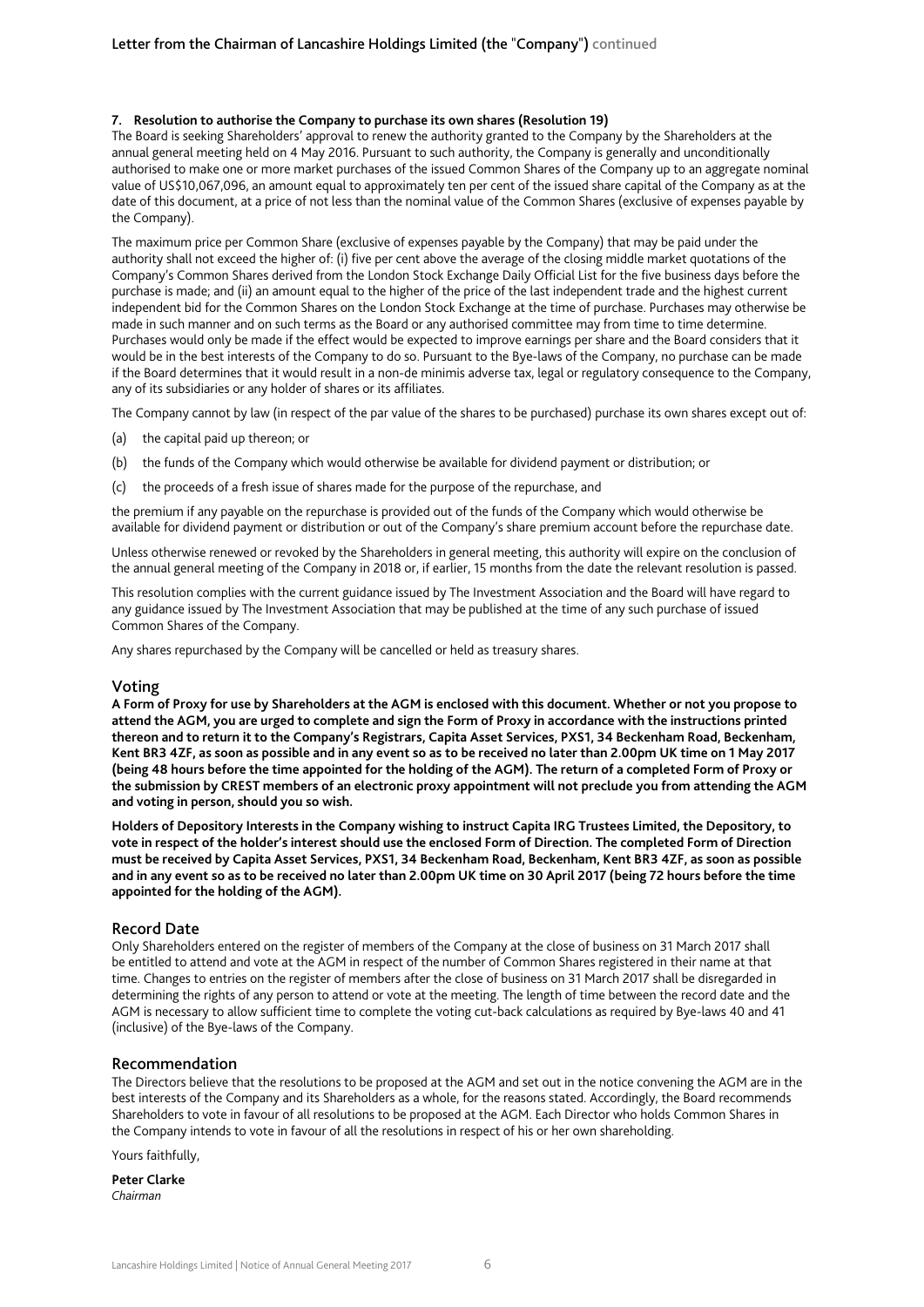**7. Resolution to authorise the Company to purchase its own shares (Resolution 19)**

The Board is seeking Shareholders' approval to renew the authority granted to the Company by the Shareholders at the annual general meeting held on 4 May 2016. Pursuant to such authority, the Company is generally and unconditionally authorised to make one or more market purchases of the issued Common Shares of the Company up to an aggregate nominal value of US$10,067,096, an amount equal to approximately ten per cent of the issued share capital of the Company as at the date of this document, at a price of not less than the nominal value of the Common Shares (exclusive of expenses payable by the Company).

The maximum price per Common Share (exclusive of expenses payable by the Company) that may be paid under the authority shall not exceed the higher of: (i) five per cent above the average of the closing middle market quotations of the Company's Common Shares derived from the London Stock Exchange Daily Official List for the five business days before the purchase is made; and (ii) an amount equal to the higher of the price of the last independent trade and the highest current independent bid for the Common Shares on the London Stock Exchange at the time of purchase. Purchases may otherwise be made in such manner and on such terms as the Board or any authorised committee may from time to time determine. Purchases would only be made if the effect would be expected to improve earnings per share and the Board considers that it would be in the best interests of the Company to do so. Pursuant to the Bye-laws of the Company, no purchase can be made if the Board determines that it would result in a non-de minimis adverse tax, legal or regulatory consequence to the Company, any of its subsidiaries or any holder of shares or its affiliates.

The Company cannot by law (in respect of the par value of the shares to be purchased) purchase its own shares except out of:

(a) the capital paid up thereon; or

(b) the funds of the Company which would otherwise be available for dividend payment or distribution; or

(c) the proceeds of a fresh issue of shares made for the purpose of the repurchase, and

the premium if any payable on the repurchase is provided out of the funds of the Company which would otherwise be available for dividend payment or distribution or out of the Company's share premium account before the repurchase date.

Unless otherwise renewed or revoked by the Shareholders in general meeting, this authority will expire on the conclusion of the annual general meeting of the Company in 2018 or, if earlier, 15 months from the date the relevant resolution is passed.

This resolution complies with the current guidance issued by The Investment Association and the Board will have regard to any guidance issued by The Investment Association that may be published at the time of any such purchase of issued Common Shares of the Company.

Any shares repurchased by the Company will be cancelled or held as treasury shares.

## Voting

**A Form of Proxy for use by Shareholders at the AGM is enclosed with this document. Whether or not you propose to attend the AGM, you are urged to complete and sign the Form of Proxy in accordance with the instructions printed thereon and to return it to the Company's Registrars, Capita Asset Services, PXS1, 34 Beckenham Road, Beckenham, Kent BR3 4ZF, as soon as possible and in any event so as to be received no later than 2.00pm UK time on 1 May 2017 (being 48 hours before the time appointed for the holding of the AGM). The return of a completed Form of Proxy or the submission by CREST members of an electronic proxy appointment will not preclude you from attending the AGM and voting in person, should you so wish.**

**Holders of Depository Interests in the Company wishing to instruct Capita IRG Trustees Limited, the Depository, to vote in respect of the holder's interest should use the enclosed Form of Direction. The completed Form of Direction must be received by Capita Asset Services, PXS1, 34 Beckenham Road, Beckenham, Kent BR3 4ZF, as soon as possible and in any event so as to be received no later than 2.00pm UK time on 30 April 2017 (being 72 hours before the time appointed for the holding of the AGM).**

## Record Date

Only Shareholders entered on the register of members of the Company at the close of business on 31 March 2017 shall be entitled to attend and vote at the AGM in respect of the number of Common Shares registered in their name at that time. Changes to entries on the register of members after the close of business on 31 March 2017 shall be disregarded in determining the rights of any person to attend or vote at the meeting. The length of time between the record date and the AGM is necessary to allow sufficient time to complete the voting cut-back calculations as required by Bye-laws 40 and 41 (inclusive) of the Bye-laws of the Company.

## Recommendation

The Directors believe that the resolutions to be proposed at the AGM and set out in the notice convening the AGM are in the best interests of the Company and its Shareholders as a whole, for the reasons stated. Accordingly, the Board recommends Shareholders to vote in favour of all resolutions to be proposed at the AGM. Each Director who holds Common Shares in the Company intends to vote in favour of all the resolutions in respect of his or her own shareholding.

Yours faithfully,

**Peter Clarke**
*Chairman*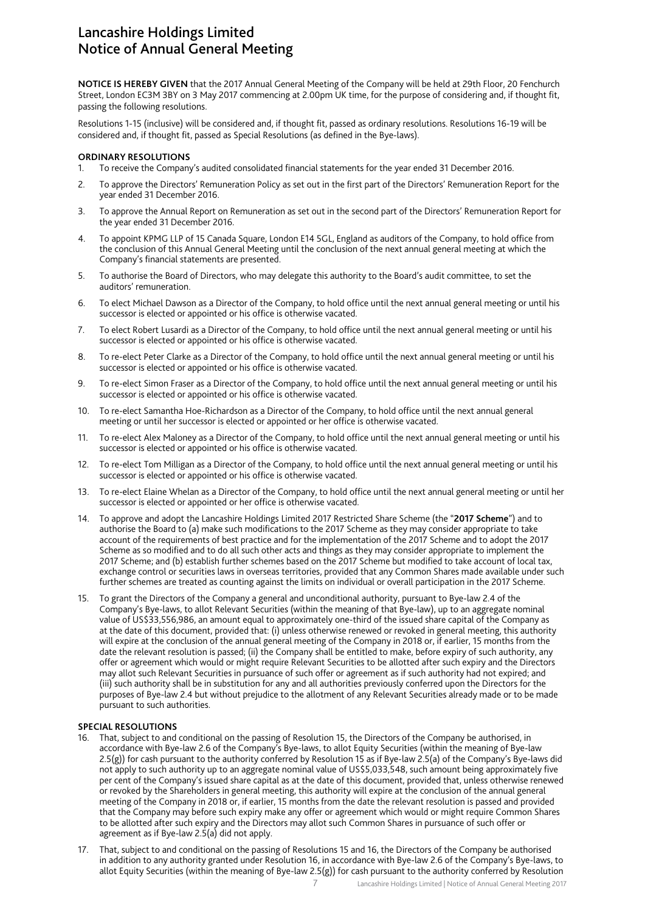# Lancashire Holdings Limited
# Notice of Annual General Meeting

**NOTICE IS HEREBY GIVEN** that the 2017 Annual General Meeting of the Company will be held at 29th Floor, 20 Fenchurch Street, London EC3M 3BY on 3 May 2017 commencing at 2.00pm UK time, for the purpose of considering and, if thought fit, passing the following resolutions.

Resolutions 1-15 (inclusive) will be considered and, if thought fit, passed as ordinary resolutions. Resolutions 16-19 will be considered and, if thought fit, passed as Special Resolutions (as defined in the Bye-laws).

**ORDINARY RESOLUTIONS**

1. To receive the Company's audited consolidated financial statements for the year ended 31 December 2016.
2. To approve the Directors' Remuneration Policy as set out in the first part of the Directors' Remuneration Report for the year ended 31 December 2016.
3. To approve the Annual Report on Remuneration as set out in the second part of the Directors' Remuneration Report for the year ended 31 December 2016.
4. To appoint KPMG LLP of 15 Canada Square, London E14 5GL, England as auditors of the Company, to hold office from the conclusion of this Annual General Meeting until the conclusion of the next annual general meeting at which the Company's financial statements are presented.
5. To authorise the Board of Directors, who may delegate this authority to the Board's audit committee, to set the auditors' remuneration.
6. To elect Michael Dawson as a Director of the Company, to hold office until the next annual general meeting or until his successor is elected or appointed or his office is otherwise vacated.
7. To elect Robert Lusardi as a Director of the Company, to hold office until the next annual general meeting or until his successor is elected or appointed or his office is otherwise vacated.
8. To re-elect Peter Clarke as a Director of the Company, to hold office until the next annual general meeting or until his successor is elected or appointed or his office is otherwise vacated.
9. To re-elect Simon Fraser as a Director of the Company, to hold office until the next annual general meeting or until his successor is elected or appointed or his office is otherwise vacated.
10. To re-elect Samantha Hoe-Richardson as a Director of the Company, to hold office until the next annual general meeting or until her successor is elected or appointed or her office is otherwise vacated.
11. To re-elect Alex Maloney as a Director of the Company, to hold office until the next annual general meeting or until his successor is elected or appointed or his office is otherwise vacated.
12. To re-elect Tom Milligan as a Director of the Company, to hold office until the next annual general meeting or until his successor is elected or appointed or his office is otherwise vacated.
13. To re-elect Elaine Whelan as a Director of the Company, to hold office until the next annual general meeting or until her successor is elected or appointed or her office is otherwise vacated.
14. To approve and adopt the Lancashire Holdings Limited 2017 Restricted Share Scheme (the "**2017 Scheme**") and to authorise the Board to (a) make such modifications to the 2017 Scheme as they may consider appropriate to take account of the requirements of best practice and for the implementation of the 2017 Scheme and to adopt the 2017 Scheme as so modified and to do all such other acts and things as they may consider appropriate to implement the 2017 Scheme; and (b) establish further schemes based on the 2017 Scheme but modified to take account of local tax, exchange control or securities laws in overseas territories, provided that any Common Shares made available under such further schemes are treated as counting against the limits on individual or overall participation in the 2017 Scheme.
15. To grant the Directors of the Company a general and unconditional authority, pursuant to Bye-law 2.4 of the Company's Bye-laws, to allot Relevant Securities (within the meaning of that Bye-law), up to an aggregate nominal value of US$33,556,986, an amount equal to approximately one-third of the issued share capital of the Company as at the date of this document, provided that: (i) unless otherwise renewed or revoked in general meeting, this authority will expire at the conclusion of the annual general meeting of the Company in 2018 or, if earlier, 15 months from the date the relevant resolution is passed; (ii) the Company shall be entitled to make, before expiry of such authority, any offer or agreement which would or might require Relevant Securities to be allotted after such expiry and the Directors may allot such Relevant Securities in pursuance of such offer or agreement as if such authority had not expired; and (iii) such authority shall be in substitution for any and all authorities previously conferred upon the Directors for the purposes of Bye-law 2.4 but without prejudice to the allotment of any Relevant Securities already made or to be made pursuant to such authorities.

**SPECIAL RESOLUTIONS**

16. That, subject to and conditional on the passing of Resolution 15, the Directors of the Company be authorised, in accordance with Bye-law 2.6 of the Company's Bye-laws, to allot Equity Securities (within the meaning of Bye-law 2.5(g)) for cash pursuant to the authority conferred by Resolution 15 as if Bye-law 2.5(a) of the Company's Bye-laws did not apply to such authority up to an aggregate nominal value of US$5,033,548, such amount being approximately five per cent of the Company's issued share capital as at the date of this document, provided that, unless otherwise renewed or revoked by the Shareholders in general meeting, this authority will expire at the conclusion of the annual general meeting of the Company in 2018 or, if earlier, 15 months from the date the relevant resolution is passed and provided that the Company may before such expiry make any offer or agreement which would or might require Common Shares to be allotted after such expiry and the Directors may allot such Common Shares in pursuance of such offer or agreement as if Bye-law 2.5(a) did not apply.
17. That, subject to and conditional on the passing of Resolutions 15 and 16, the Directors of the Company be authorised in addition to any authority granted under Resolution 16, in accordance with Bye-law 2.6 of the Company's Bye-laws, to allot Equity Securities (within the meaning of Bye-law 2.5(g)) for cash pursuant to the authority conferred by Resolution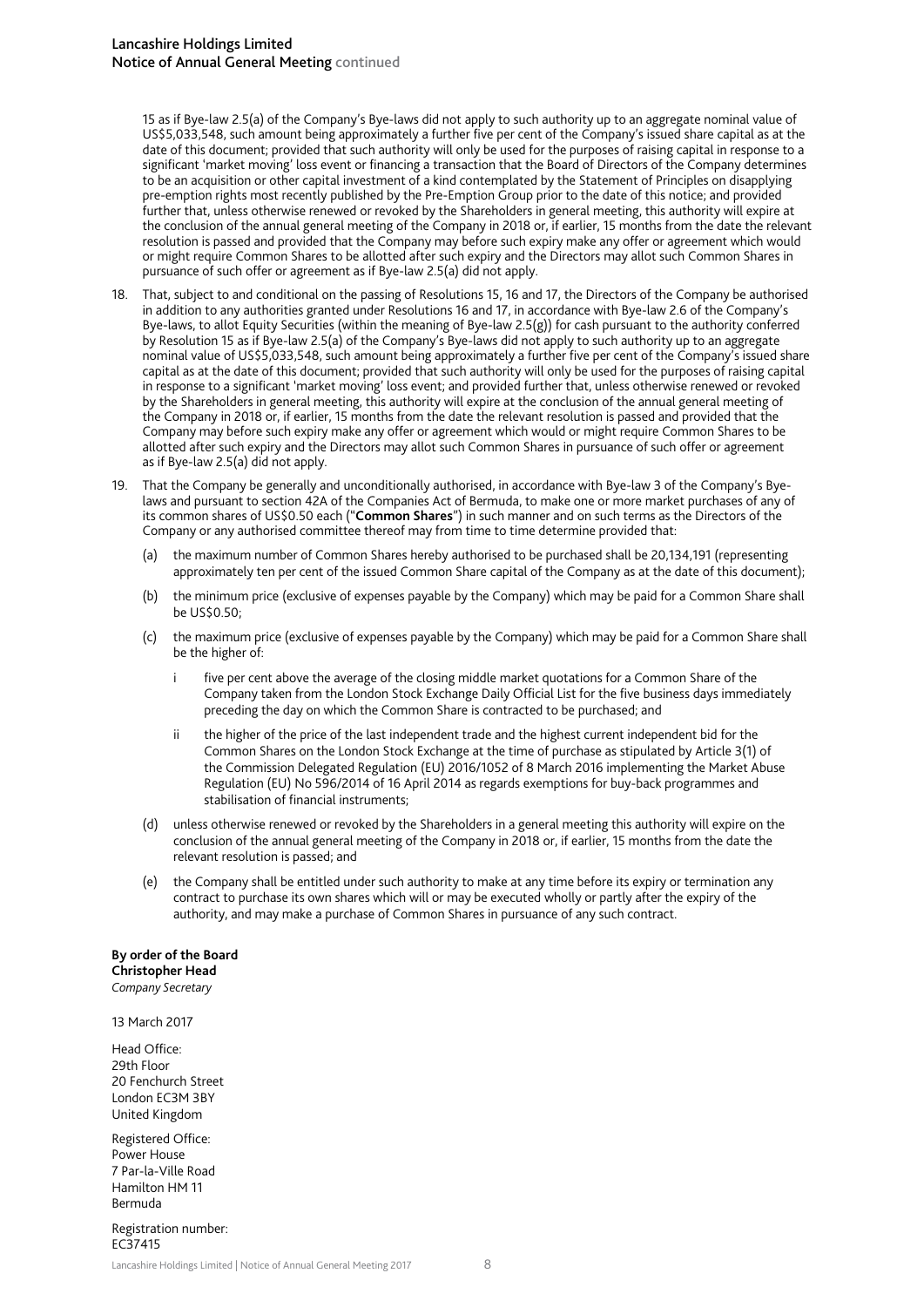15 as if Bye-law 2.5(a) of the Company's Bye-laws did not apply to such authority up to an aggregate nominal value of US$5,033,548, such amount being approximately a further five per cent of the Company's issued share capital as at the date of this document; provided that such authority will only be used for the purposes of raising capital in response to a significant 'market moving' loss event or financing a transaction that the Board of Directors of the Company determines to be an acquisition or other capital investment of a kind contemplated by the Statement of Principles on disapplying pre-emption rights most recently published by the Pre-Emption Group prior to the date of this notice; and provided further that, unless otherwise renewed or revoked by the Shareholders in general meeting, this authority will expire at the conclusion of the annual general meeting of the Company in 2018 or, if earlier, 15 months from the date the relevant resolution is passed and provided that the Company may before such expiry make any offer or agreement which would or might require Common Shares to be allotted after such expiry and the Directors may allot such Common Shares in pursuance of such offer or agreement as if Bye-law 2.5(a) did not apply.

18. That, subject to and conditional on the passing of Resolutions 15, 16 and 17, the Directors of the Company be authorised in addition to any authorities granted under Resolutions 16 and 17, in accordance with Bye-law 2.6 of the Company's Bye-laws, to allot Equity Securities (within the meaning of Bye-law 2.5(g)) for cash pursuant to the authority conferred by Resolution 15 as if Bye-law 2.5(a) of the Company's Bye-laws did not apply to such authority up to an aggregate nominal value of US$5,033,548, such amount being approximately a further five per cent of the Company's issued share capital as at the date of this document; provided that such authority will only be used for the purposes of raising capital in response to a significant 'market moving' loss event; and provided further that, unless otherwise renewed or revoked by the Shareholders in general meeting, this authority will expire at the conclusion of the annual general meeting of the Company in 2018 or, if earlier, 15 months from the date the relevant resolution is passed and provided that the Company may before such expiry make any offer or agreement which would or might require Common Shares to be allotted after such expiry and the Directors may allot such Common Shares in pursuance of such offer or agreement as if Bye-law 2.5(a) did not apply.

19. That the Company be generally and unconditionally authorised, in accordance with Bye-law 3 of the Company's Bye-laws and pursuant to section 42A of the Companies Act of Bermuda, to make one or more market purchases of any of its common shares of US$0.50 each ("**Common Shares**") in such manner and on such terms as the Directors of the Company or any authorised committee thereof may from time to time determine provided that:

    (a) the maximum number of Common Shares hereby authorised to be purchased shall be 20,134,191 (representing approximately ten per cent of the issued Common Share capital of the Company as at the date of this document);

    (b) the minimum price (exclusive of expenses payable by the Company) which may be paid for a Common Share shall be US$0.50;

    (c) the maximum price (exclusive of expenses payable by the Company) which may be paid for a Common Share shall be the higher of:

        i five per cent above the average of the closing middle market quotations for a Common Share of the Company taken from the London Stock Exchange Daily Official List for the five business days immediately preceding the day on which the Common Share is contracted to be purchased; and

        ii the higher of the price of the last independent trade and the highest current independent bid for the Common Shares on the London Stock Exchange at the time of purchase as stipulated by Article 3(1) of the Commission Delegated Regulation (EU) 2016/1052 of 8 March 2016 implementing the Market Abuse Regulation (EU) No 596/2014 of 16 April 2014 as regards exemptions for buy-back programmes and stabilisation of financial instruments;

    (d) unless otherwise renewed or revoked by the Shareholders in a general meeting this authority will expire on the conclusion of the annual general meeting of the Company in 2018 or, if earlier, 15 months from the date the relevant resolution is passed; and

    (e) the Company shall be entitled under such authority to make at any time before its expiry or termination any contract to purchase its own shares which will or may be executed wholly or partly after the expiry of the authority, and may make a purchase of Common Shares in pursuance of any such contract.

**By order of the Board**
**Christopher Head**
*Company Secretary*

13 March 2017

Head Office:
29th Floor
20 Fenchurch Street
London EC3M 3BY
United Kingdom

Registered Office:
Power House
7 Par-la-Ville Road
Hamilton HM 11
Bermuda

Registration number:
EC37415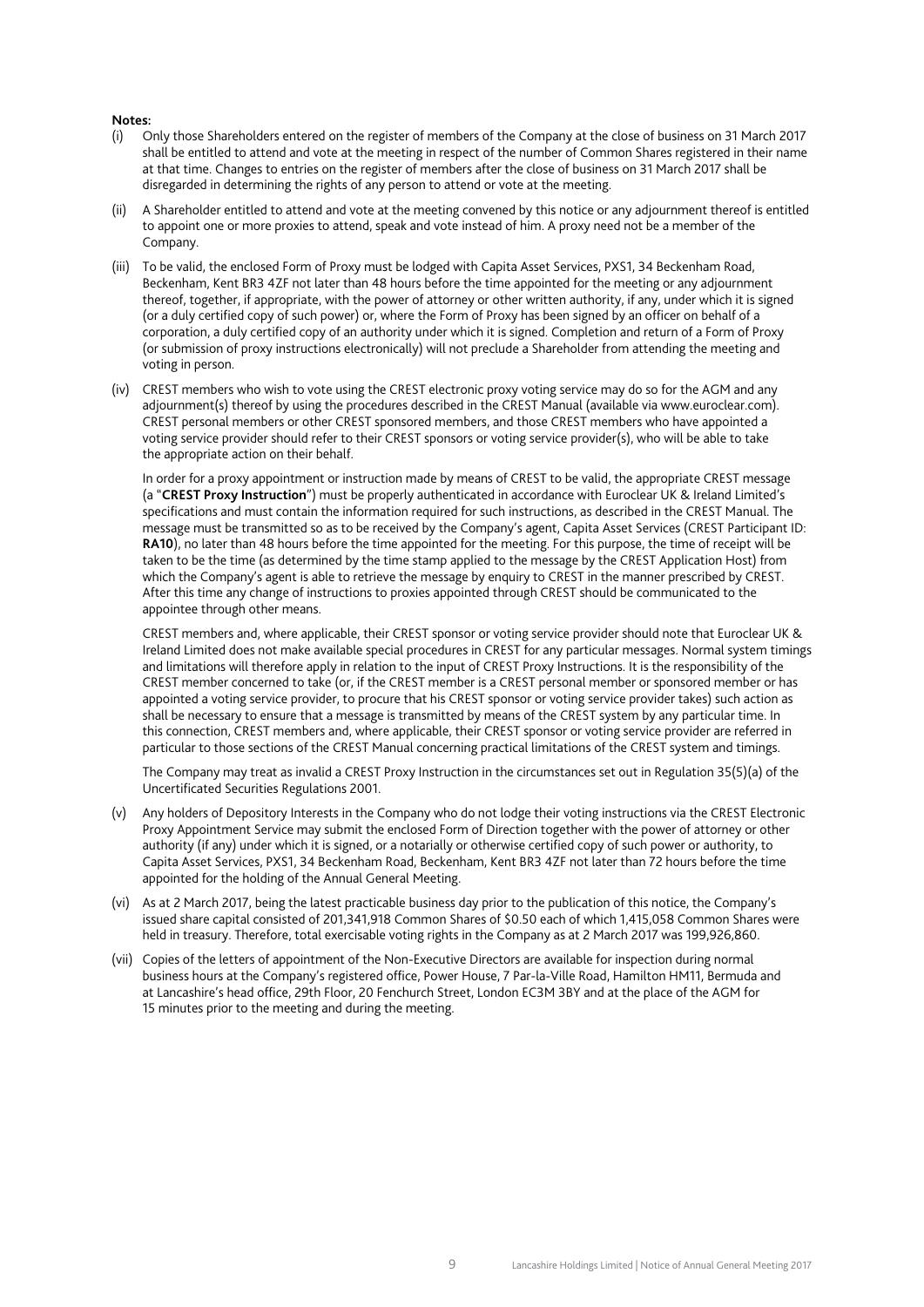**Notes:**

(i) Only those Shareholders entered on the register of members of the Company at the close of business on 31 March 2017 shall be entitled to attend and vote at the meeting in respect of the number of Common Shares registered in their name at that time. Changes to entries on the register of members after the close of business on 31 March 2017 shall be disregarded in determining the rights of any person to attend or vote at the meeting.

(ii) A Shareholder entitled to attend and vote at the meeting convened by this notice or any adjournment thereof is entitled to appoint one or more proxies to attend, speak and vote instead of him. A proxy need not be a member of the Company.

(iii) To be valid, the enclosed Form of Proxy must be lodged with Capita Asset Services, PXS1, 34 Beckenham Road, Beckenham, Kent BR3 4ZF not later than 48 hours before the time appointed for the meeting or any adjournment thereof, together, if appropriate, with the power of attorney or other written authority, if any, under which it is signed (or a duly certified copy of such power) or, where the Form of Proxy has been signed by an officer on behalf of a corporation, a duly certified copy of an authority under which it is signed. Completion and return of a Form of Proxy (or submission of proxy instructions electronically) will not preclude a Shareholder from attending the meeting and voting in person.

(iv) CREST members who wish to vote using the CREST electronic proxy voting service may do so for the AGM and any adjournment(s) thereof by using the procedures described in the CREST Manual (available via www.euroclear.com). CREST personal members or other CREST sponsored members, and those CREST members who have appointed a voting service provider should refer to their CREST sponsors or voting service provider(s), who will be able to take the appropriate action on their behalf.

In order for a proxy appointment or instruction made by means of CREST to be valid, the appropriate CREST message (a "**CREST Proxy Instruction**") must be properly authenticated in accordance with Euroclear UK & Ireland Limited's specifications and must contain the information required for such instructions, as described in the CREST Manual. The message must be transmitted so as to be received by the Company's agent, Capita Asset Services (CREST Participant ID: **RA10**), no later than 48 hours before the time appointed for the meeting. For this purpose, the time of receipt will be taken to be the time (as determined by the time stamp applied to the message by the CREST Application Host) from which the Company's agent is able to retrieve the message by enquiry to CREST in the manner prescribed by CREST. After this time any change of instructions to proxies appointed through CREST should be communicated to the appointee through other means.

CREST members and, where applicable, their CREST sponsor or voting service provider should note that Euroclear UK & Ireland Limited does not make available special procedures in CREST for any particular messages. Normal system timings and limitations will therefore apply in relation to the input of CREST Proxy Instructions. It is the responsibility of the CREST member concerned to take (or, if the CREST member is a CREST personal member or sponsored member or has appointed a voting service provider, to procure that his CREST sponsor or voting service provider takes) such action as shall be necessary to ensure that a message is transmitted by means of the CREST system by any particular time. In this connection, CREST members and, where applicable, their CREST sponsor or voting service provider are referred in particular to those sections of the CREST Manual concerning practical limitations of the CREST system and timings.

The Company may treat as invalid a CREST Proxy Instruction in the circumstances set out in Regulation 35(5)(a) of the Uncertificated Securities Regulations 2001.

(v) Any holders of Depository Interests in the Company who do not lodge their voting instructions via the CREST Electronic Proxy Appointment Service may submit the enclosed Form of Direction together with the power of attorney or other authority (if any) under which it is signed, or a notarially or otherwise certified copy of such power or authority, to Capita Asset Services, PXS1, 34 Beckenham Road, Beckenham, Kent BR3 4ZF not later than 72 hours before the time appointed for the holding of the Annual General Meeting.

(vi) As at 2 March 2017, being the latest practicable business day prior to the publication of this notice, the Company's issued share capital consisted of 201,341,918 Common Shares of $0.50 each of which 1,415,058 Common Shares were held in treasury. Therefore, total exercisable voting rights in the Company as at 2 March 2017 was 199,926,860.

(vii) Copies of the letters of appointment of the Non-Executive Directors are available for inspection during normal business hours at the Company's registered office, Power House, 7 Par-la-Ville Road, Hamilton HM11, Bermuda and at Lancashire's head office, 29th Floor, 20 Fenchurch Street, London EC3M 3BY and at the place of the AGM for 15 minutes prior to the meeting and during the meeting.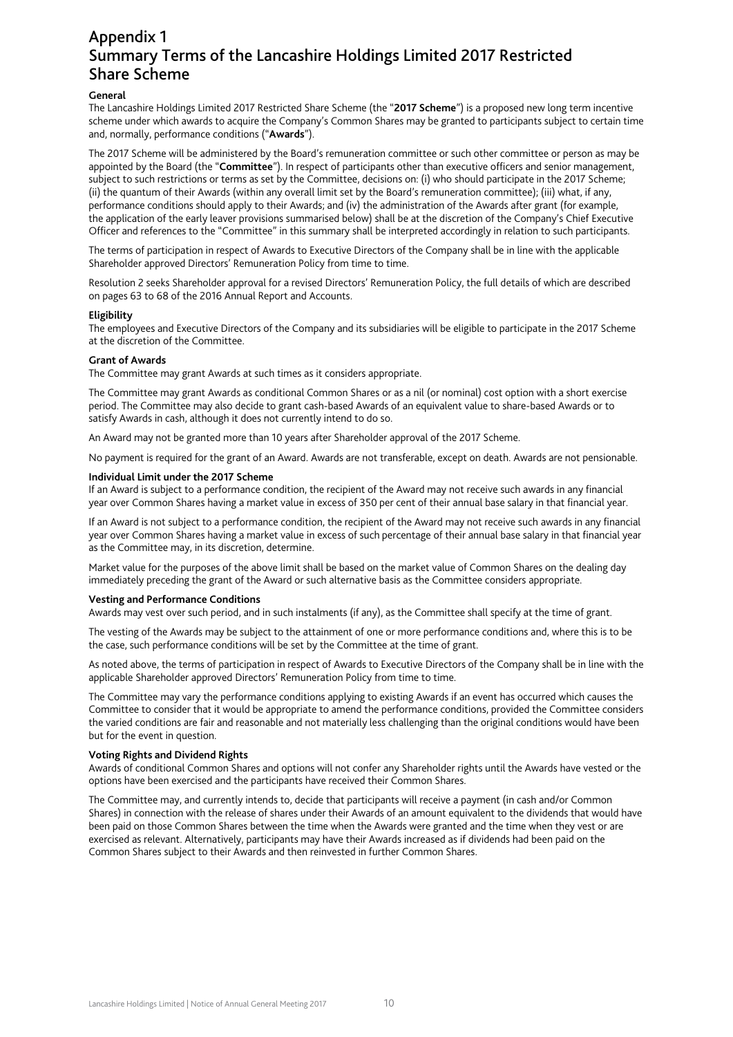# Appendix 1
# Summary Terms of the Lancashire Holdings Limited 2017 Restricted Share Scheme

**General**

The Lancashire Holdings Limited 2017 Restricted Share Scheme (the "**2017 Scheme**") is a proposed new long term incentive scheme under which awards to acquire the Company's Common Shares may be granted to participants subject to certain time and, normally, performance conditions ("**Awards**").

The 2017 Scheme will be administered by the Board's remuneration committee or such other committee or person as may be appointed by the Board (the "**Committee**"). In respect of participants other than executive officers and senior management, subject to such restrictions or terms as set by the Committee, decisions on: (i) who should participate in the 2017 Scheme; (ii) the quantum of their Awards (within any overall limit set by the Board's remuneration committee); (iii) what, if any, performance conditions should apply to their Awards; and (iv) the administration of the Awards after grant (for example, the application of the early leaver provisions summarised below) shall be at the discretion of the Company's Chief Executive Officer and references to the "Committee" in this summary shall be interpreted accordingly in relation to such participants.

The terms of participation in respect of Awards to Executive Directors of the Company shall be in line with the applicable Shareholder approved Directors' Remuneration Policy from time to time.

Resolution 2 seeks Shareholder approval for a revised Directors' Remuneration Policy, the full details of which are described on pages 63 to 68 of the 2016 Annual Report and Accounts.

**Eligibility**

The employees and Executive Directors of the Company and its subsidiaries will be eligible to participate in the 2017 Scheme at the discretion of the Committee.

**Grant of Awards**

The Committee may grant Awards at such times as it considers appropriate.

The Committee may grant Awards as conditional Common Shares or as a nil (or nominal) cost option with a short exercise period. The Committee may also decide to grant cash-based Awards of an equivalent value to share-based Awards or to satisfy Awards in cash, although it does not currently intend to do so.

An Award may not be granted more than 10 years after Shareholder approval of the 2017 Scheme.

No payment is required for the grant of an Award. Awards are not transferable, except on death. Awards are not pensionable.

**Individual Limit under the 2017 Scheme**

If an Award is subject to a performance condition, the recipient of the Award may not receive such awards in any financial year over Common Shares having a market value in excess of 350 per cent of their annual base salary in that financial year.

If an Award is not subject to a performance condition, the recipient of the Award may not receive such awards in any financial year over Common Shares having a market value in excess of such percentage of their annual base salary in that financial year as the Committee may, in its discretion, determine.

Market value for the purposes of the above limit shall be based on the market value of Common Shares on the dealing day immediately preceding the grant of the Award or such alternative basis as the Committee considers appropriate.

**Vesting and Performance Conditions**

Awards may vest over such period, and in such instalments (if any), as the Committee shall specify at the time of grant.

The vesting of the Awards may be subject to the attainment of one or more performance conditions and, where this is to be the case, such performance conditions will be set by the Committee at the time of grant.

As noted above, the terms of participation in respect of Awards to Executive Directors of the Company shall be in line with the applicable Shareholder approved Directors' Remuneration Policy from time to time.

The Committee may vary the performance conditions applying to existing Awards if an event has occurred which causes the Committee to consider that it would be appropriate to amend the performance conditions, provided the Committee considers the varied conditions are fair and reasonable and not materially less challenging than the original conditions would have been but for the event in question.

**Voting Rights and Dividend Rights**

Awards of conditional Common Shares and options will not confer any Shareholder rights until the Awards have vested or the options have been exercised and the participants have received their Common Shares.

The Committee may, and currently intends to, decide that participants will receive a payment (in cash and/or Common Shares) in connection with the release of shares under their Awards of an amount equivalent to the dividends that would have been paid on those Common Shares between the time when the Awards were granted and the time when they vest or are exercised as relevant. Alternatively, participants may have their Awards increased as if dividends had been paid on the Common Shares subject to their Awards and then reinvested in further Common Shares.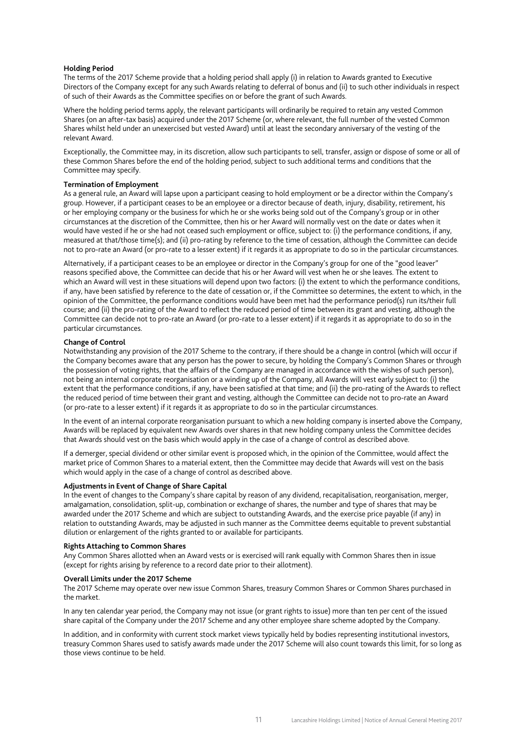**Holding Period**

The terms of the 2017 Scheme provide that a holding period shall apply (i) in relation to Awards granted to Executive Directors of the Company except for any such Awards relating to deferral of bonus and (ii) to such other individuals in respect of such of their Awards as the Committee specifies on or before the grant of such Awards.

Where the holding period terms apply, the relevant participants will ordinarily be required to retain any vested Common Shares (on an after-tax basis) acquired under the 2017 Scheme (or, where relevant, the full number of the vested Common Shares whilst held under an unexercised but vested Award) until at least the secondary anniversary of the vesting of the relevant Award.

Exceptionally, the Committee may, in its discretion, allow such participants to sell, transfer, assign or dispose of some or all of these Common Shares before the end of the holding period, subject to such additional terms and conditions that the Committee may specify.

**Termination of Employment**

As a general rule, an Award will lapse upon a participant ceasing to hold employment or be a director within the Company's group. However, if a participant ceases to be an employee or a director because of death, injury, disability, retirement, his or her employing company or the business for which he or she works being sold out of the Company's group or in other circumstances at the discretion of the Committee, then his or her Award will normally vest on the date or dates when it would have vested if he or she had not ceased such employment or office, subject to: (i) the performance conditions, if any, measured at that/those time(s); and (ii) pro-rating by reference to the time of cessation, although the Committee can decide not to pro-rate an Award (or pro-rate to a lesser extent) if it regards it as appropriate to do so in the particular circumstances.

Alternatively, if a participant ceases to be an employee or director in the Company's group for one of the "good leaver" reasons specified above, the Committee can decide that his or her Award will vest when he or she leaves. The extent to which an Award will vest in these situations will depend upon two factors: (i) the extent to which the performance conditions, if any, have been satisfied by reference to the date of cessation or, if the Committee so determines, the extent to which, in the opinion of the Committee, the performance conditions would have been met had the performance period(s) run its/their full course; and (ii) the pro-rating of the Award to reflect the reduced period of time between its grant and vesting, although the Committee can decide not to pro-rate an Award (or pro-rate to a lesser extent) if it regards it as appropriate to do so in the particular circumstances.

**Change of Control**

Notwithstanding any provision of the 2017 Scheme to the contrary, if there should be a change in control (which will occur if the Company becomes aware that any person has the power to secure, by holding the Company's Common Shares or through the possession of voting rights, that the affairs of the Company are managed in accordance with the wishes of such person), not being an internal corporate reorganisation or a winding up of the Company, all Awards will vest early subject to: (i) the extent that the performance conditions, if any, have been satisfied at that time; and (ii) the pro-rating of the Awards to reflect the reduced period of time between their grant and vesting, although the Committee can decide not to pro-rate an Award (or pro-rate to a lesser extent) if it regards it as appropriate to do so in the particular circumstances.

In the event of an internal corporate reorganisation pursuant to which a new holding company is inserted above the Company, Awards will be replaced by equivalent new Awards over shares in that new holding company unless the Committee decides that Awards should vest on the basis which would apply in the case of a change of control as described above.

If a demerger, special dividend or other similar event is proposed which, in the opinion of the Committee, would affect the market price of Common Shares to a material extent, then the Committee may decide that Awards will vest on the basis which would apply in the case of a change of control as described above.

**Adjustments in Event of Change of Share Capital**

In the event of changes to the Company's share capital by reason of any dividend, recapitalisation, reorganisation, merger, amalgamation, consolidation, split-up, combination or exchange of shares, the number and type of shares that may be awarded under the 2017 Scheme and which are subject to outstanding Awards, and the exercise price payable (if any) in relation to outstanding Awards, may be adjusted in such manner as the Committee deems equitable to prevent substantial dilution or enlargement of the rights granted to or available for participants.

**Rights Attaching to Common Shares**

Any Common Shares allotted when an Award vests or is exercised will rank equally with Common Shares then in issue (except for rights arising by reference to a record date prior to their allotment).

**Overall Limits under the 2017 Scheme**

The 2017 Scheme may operate over new issue Common Shares, treasury Common Shares or Common Shares purchased in the market.

In any ten calendar year period, the Company may not issue (or grant rights to issue) more than ten per cent of the issued share capital of the Company under the 2017 Scheme and any other employee share scheme adopted by the Company.

In addition, and in conformity with current stock market views typically held by bodies representing institutional investors, treasury Common Shares used to satisfy awards made under the 2017 Scheme will also count towards this limit, for so long as those views continue to be held.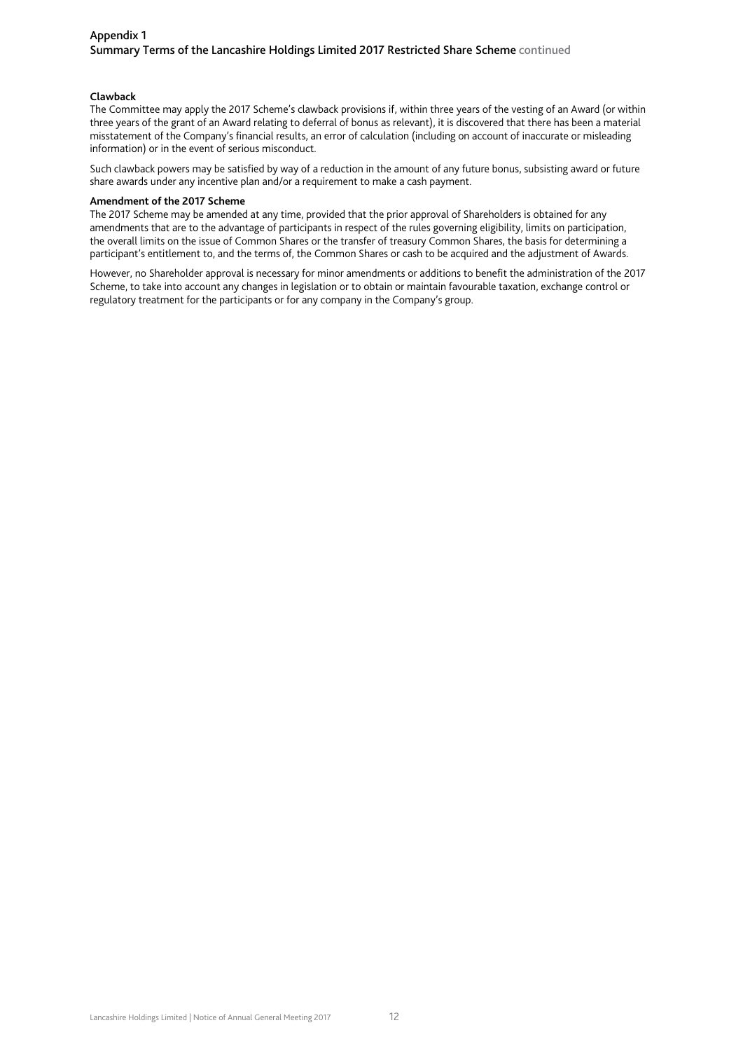## Appendix 1
## Summary Terms of the Lancashire Holdings Limited 2017 Restricted Share Scheme continued

**Clawback**

The Committee may apply the 2017 Scheme's clawback provisions if, within three years of the vesting of an Award (or within three years of the grant of an Award relating to deferral of bonus as relevant), it is discovered that there has been a material misstatement of the Company's financial results, an error of calculation (including on account of inaccurate or misleading information) or in the event of serious misconduct.

Such clawback powers may be satisfied by way of a reduction in the amount of any future bonus, subsisting award or future share awards under any incentive plan and/or a requirement to make a cash payment.

**Amendment of the 2017 Scheme**

The 2017 Scheme may be amended at any time, provided that the prior approval of Shareholders is obtained for any amendments that are to the advantage of participants in respect of the rules governing eligibility, limits on participation, the overall limits on the issue of Common Shares or the transfer of treasury Common Shares, the basis for determining a participant's entitlement to, and the terms of, the Common Shares or cash to be acquired and the adjustment of Awards.

However, no Shareholder approval is necessary for minor amendments or additions to benefit the administration of the 2017 Scheme, to take into account any changes in legislation or to obtain or maintain favourable taxation, exchange control or regulatory treatment for the participants or for any company in the Company's group.